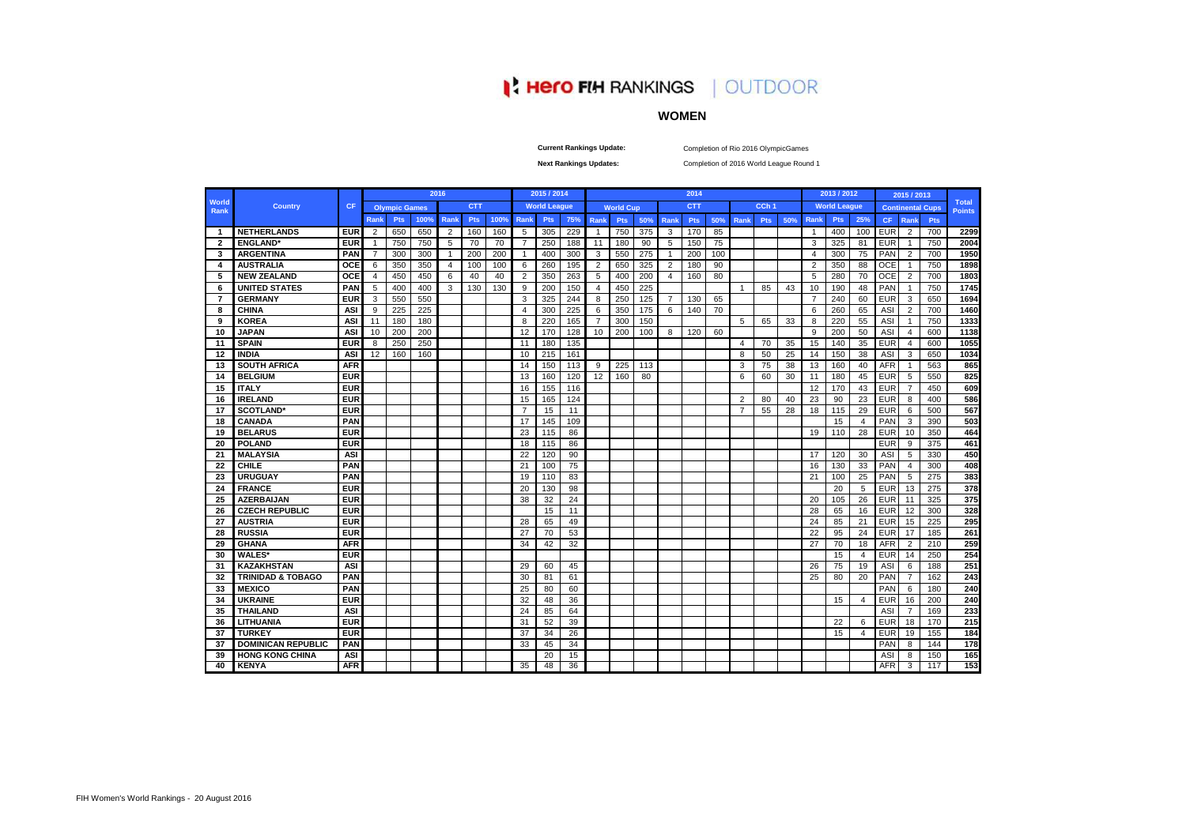# Hero FIH RANKINGS | OUTDOOR

## WOMEN

**Current Rankings Update:** Completion of Rio 2016 OlympicGames

**Next Rankings Updates:** Completion of 2016 World League Round 1

| World Rank | Country | CF | 2016 | | | | | | 2015 / 2014 | | | 2014 | | | | | | | | | 2013 / 2012 | | | 2015 / 2013 | | | Total Points |
|---|---|---|---|---|---|---|---|---|---|---|---|---|---|---|---|---|---|---|---|---|---|---|---|---|---|---|---|
| | | | Olympic Games | | | CTT | | | World League | | | World Cup | | | CTT | | | CCh1 | | | World League | | | Continental Cups | | | |
| | | | Rank | Pts | 100% | Rank | Pts | 100% | Rank | Pts | 75% | Rank | Pts | 50% | Rank | Pts | 50% | Rank | Pts | 50% | Rank | Pts | 25% | CF | Rank | Pts | |
| 1 | NETHERLANDS | EUR | 2 | 650 | 650 | 2 | 160 | 160 | 5 | 305 | 229 | 1 | 750 | 375 | 3 | 170 | 85 | | | | 1 | 400 | 100 | EUR | 2 | 700 | 2299 |
| 2 | ENGLAND* | EUR | 1 | 750 | 750 | 5 | 70 | 70 | 7 | 250 | 188 | 11 | 180 | 90 | 5 | 150 | 75 | | | | 3 | 325 | 81 | EUR | 1 | 750 | 2004 |
| 3 | ARGENTINA | PAN | 7 | 300 | 300 | 1 | 200 | 200 | 1 | 400 | 300 | 3 | 550 | 275 | 1 | 200 | 100 | | | | 4 | 300 | 75 | PAN | 2 | 700 | 1950 |
| 4 | AUSTRALIA | OCE | 6 | 350 | 350 | 4 | 100 | 100 | 6 | 260 | 195 | 2 | 650 | 325 | 2 | 180 | 90 | | | | 2 | 350 | 88 | OCE | 1 | 750 | 1898 |
| 5 | NEW ZEALAND | OCE | 4 | 450 | 450 | 6 | 40 | 40 | 2 | 350 | 263 | 5 | 400 | 200 | 4 | 160 | 80 | | | | 5 | 280 | 70 | OCE | 2 | 700 | 1803 |
| 6 | UNITED STATES | PAN | 5 | 400 | 400 | 3 | 130 | 130 | 9 | 200 | 150 | 4 | 450 | 225 | | | | 1 | 85 | 43 | 10 | 190 | 48 | PAN | 1 | 750 | 1745 |
| 7 | GERMANY | EUR | 3 | 550 | 550 | | | | 3 | 325 | 244 | 8 | 250 | 125 | 7 | 130 | 65 | | | | 7 | 240 | 60 | EUR | 3 | 650 | 1694 |
| 8 | CHINA | ASI | 9 | 225 | 225 | | | | 4 | 300 | 225 | 6 | 350 | 175 | 6 | 140 | 70 | | | | 6 | 260 | 65 | ASI | 2 | 700 | 1460 |
| 9 | KOREA | ASI | 11 | 180 | 180 | | | | 8 | 220 | 165 | 7 | 300 | 150 | | | | 5 | 65 | 33 | 8 | 220 | 55 | ASI | 1 | 750 | 1333 |
| 10 | JAPAN | ASI | 10 | 200 | 200 | | | | 12 | 170 | 128 | 10 | 200 | 100 | 8 | 120 | 60 | | | | 9 | 200 | 50 | ASI | 4 | 600 | 1138 |
| 11 | SPAIN | EUR | 8 | 250 | 250 | | | | 11 | 180 | 135 | | | | | | | 4 | 70 | 35 | 15 | 140 | 35 | EUR | 4 | 600 | 1055 |
| 12 | INDIA | ASI | 12 | 160 | 160 | | | | 10 | 215 | 161 | | | | | | | 8 | 50 | 25 | 14 | 150 | 38 | ASI | 3 | 650 | 1034 |
| 13 | SOUTH AFRICA | AFR | | | | | | | 14 | 150 | 113 | 9 | 225 | 113 | | | | 3 | 75 | 38 | 13 | 160 | 40 | AFR | 1 | 563 | 865 |
| 14 | BELGIUM | EUR | | | | | | | 13 | 160 | 120 | 12 | 160 | 80 | | | | 6 | 60 | 30 | 11 | 180 | 45 | EUR | 5 | 550 | 825 |
| 15 | ITALY | EUR | | | | | | | 16 | 155 | 116 | | | | | | | | | | 12 | 170 | 43 | EUR | 7 | 450 | 609 |
| 16 | IRELAND | EUR | | | | | | | 15 | 165 | 124 | | | | | | | 2 | 80 | 40 | 23 | 90 | 23 | EUR | 8 | 400 | 586 |
| 17 | SCOTLAND* | EUR | | | | | | | 7 | 15 | 11 | | | | | | | 7 | 55 | 28 | 18 | 115 | 29 | EUR | 6 | 500 | 567 |
| 18 | CANADA | PAN | | | | | | | 17 | 145 | 109 | | | | | | | | | | | 15 | 4 | PAN | 3 | 390 | 503 |
| 19 | BELARUS | EUR | | | | | | | 23 | 115 | 86 | | | | | | | | | | 19 | 110 | 28 | EUR | 10 | 350 | 464 |
| 20 | POLAND | EUR | | | | | | | 18 | 115 | 86 | | | | | | | | | | | | | EUR | 9 | 375 | 461 |
| 21 | MALAYSIA | ASI | | | | | | | 22 | 120 | 90 | | | | | | | | | | 17 | 120 | 30 | ASI | 5 | 330 | 450 |
| 22 | CHILE | PAN | | | | | | | 21 | 100 | 75 | | | | | | | | | | 16 | 130 | 33 | PAN | 4 | 300 | 408 |
| 23 | URUGUAY | PAN | | | | | | | 19 | 110 | 83 | | | | | | | | | | 21 | 100 | 25 | PAN | 5 | 275 | 383 |
| 24 | FRANCE | EUR | | | | | | | 20 | 130 | 98 | | | | | | | | | | | 20 | 5 | EUR | 13 | 275 | 378 |
| 25 | AZERBAIJAN | EUR | | | | | | | 38 | 32 | 24 | | | | | | | | | | 20 | 105 | 26 | EUR | 11 | 325 | 375 |
| 26 | CZECH REPUBLIC | EUR | | | | | | | | 15 | 11 | | | | | | | | | | 28 | 65 | 16 | EUR | 12 | 300 | 328 |
| 27 | AUSTRIA | EUR | | | | | | | 28 | 65 | 49 | | | | | | | | | | 24 | 85 | 21 | EUR | 15 | 225 | 295 |
| 28 | RUSSIA | EUR | | | | | | | 27 | 70 | 53 | | | | | | | | | | 22 | 95 | 24 | EUR | 17 | 185 | 261 |
| 29 | GHANA | AFR | | | | | | | 34 | 42 | 32 | | | | | | | | | | 27 | 70 | 18 | AFR | 2 | 210 | 259 |
| 30 | WALES* | EUR | | | | | | | | | | | | | | | | | | | | 15 | 4 | EUR | 14 | 250 | 254 |
| 31 | KAZAKHSTAN | ASI | | | | | | | 29 | 60 | 45 | | | | | | | | | | 26 | 75 | 19 | ASI | 6 | 188 | 251 |
| 32 | TRINIDAD & TOBAGO | PAN | | | | | | | 30 | 81 | 61 | | | | | | | | | | 25 | 80 | 20 | PAN | 7 | 162 | 243 |
| 33 | MEXICO | PAN | | | | | | | 25 | 80 | 60 | | | | | | | | | | | | | PAN | 6 | 180 | 240 |
| 34 | UKRAINE | EUR | | | | | | | 32 | 48 | 36 | | | | | | | | | | | 15 | 4 | EUR | 16 | 200 | 240 |
| 35 | THAILAND | ASI | | | | | | | 24 | 85 | 64 | | | | | | | | | | | | | ASI | 7 | 169 | 233 |
| 36 | LITHUANIA | EUR | | | | | | | 31 | 52 | 39 | | | | | | | | | | | 22 | 6 | EUR | 18 | 170 | 215 |
| 37 | TURKEY | EUR | | | | | | | 37 | 34 | 26 | | | | | | | | | | | 15 | 4 | EUR | 19 | 155 | 184 |
| 37 | DOMINICAN REPUBLIC | PAN | | | | | | | 33 | 45 | 34 | | | | | | | | | | | | | PAN | 8 | 144 | 178 |
| 39 | HONG KONG CHINA | ASI | | | | | | | | 20 | 15 | | | | | | | | | | | | | ASI | 8 | 150 | 165 |
| 40 | KENYA | AFR | | | | | | | 35 | 48 | 36 | | | | | | | | | | | | | AFR | 3 | 117 | 153 |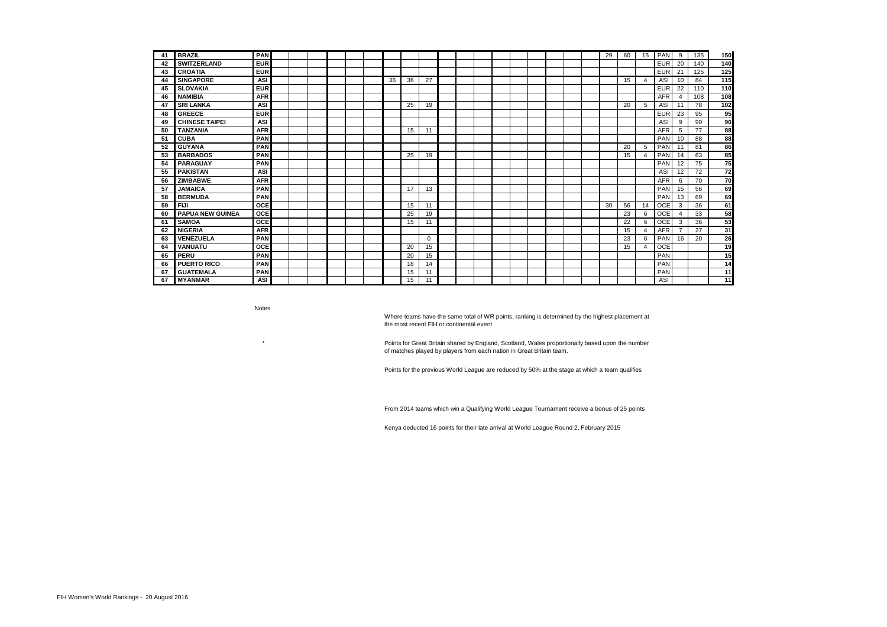| | | | | | | | | | | | | | | | | | | | | | | | | | | | |
|---|---|---|---|---|---|---|---|---|---|---|---|---|---|---|---|---|---|---|---|---|---|---|---|---|---|---|---|
| 41 | BRAZIL | PAN | | | | | | | | | | | | | | | | | | | 29 | 60 | 15 | PAN | 9 | 135 | 150 |
| 42 | SWITZERLAND | EUR | | | | | | | | | | | | | | | | | | | | | | EUR | 20 | 140 | 140 |
| 43 | CROATIA | EUR | | | | | | | | | | | | | | | | | | | | | | EUR | 21 | 125 | 125 |
| 44 | SINGAPORE | ASI | | | | | | | 36 | 36 | 27 | | | | | | | | | | | 15 | 4 | ASI | 10 | 84 | 115 |
| 45 | SLOVAKIA | EUR | | | | | | | | | | | | | | | | | | | | | | EUR | 22 | 110 | 110 |
| 46 | NAMIBIA | AFR | | | | | | | | | | | | | | | | | | | | | | AFR | 4 | 108 | 108 |
| 47 | SRI LANKA | ASI | | | | | | | | 25 | 19 | | | | | | | | | | | 20 | 5 | ASI | 11 | 78 | 102 |
| 48 | GREECE | EUR | | | | | | | | | | | | | | | | | | | | | | EUR | 23 | 95 | 95 |
| 49 | CHINESE TAIPEI | ASI | | | | | | | | | | | | | | | | | | | | | | ASI | 9 | 90 | 90 |
| 50 | TANZANIA | AFR | | | | | | | | 15 | 11 | | | | | | | | | | | | | AFR | 5 | 77 | 88 |
| 51 | CUBA | PAN | | | | | | | | | | | | | | | | | | | | | | PAN | 10 | 88 | 88 |
| 52 | GUYANA | PAN | | | | | | | | | | | | | | | | | | | | 20 | 5 | PAN | 11 | 81 | 86 |
| 53 | BARBADOS | PAN | | | | | | | | 25 | 19 | | | | | | | | | | | 15 | 4 | PAN | 14 | 63 | 85 |
| 54 | PARAGUAY | PAN | | | | | | | | | | | | | | | | | | | | | | PAN | 12 | 75 | 75 |
| 55 | PAKISTAN | ASI | | | | | | | | | | | | | | | | | | | | | | ASI | 12 | 72 | 72 |
| 56 | ZIMBABWE | AFR | | | | | | | | | | | | | | | | | | | | | | AFR | 6 | 70 | 70 |
| 57 | JAMAICA | PAN | | | | | | | | 17 | 13 | | | | | | | | | | | | | PAN | 15 | 56 | 69 |
| 58 | BERMUDA | PAN | | | | | | | | | | | | | | | | | | | | | | PAN | 13 | 69 | 69 |
| 59 | FIJI | OCE | | | | | | | | 15 | 11 | | | | | | | | | | 30 | 56 | 14 | OCE | 3 | 36 | 61 |
| 60 | PAPUA NEW GUINEA | OCE | | | | | | | | 25 | 19 | | | | | | | | | | | 23 | 6 | OCE | 4 | 33 | 58 |
| 61 | SAMOA | OCE | | | | | | | | 15 | 11 | | | | | | | | | | | 22 | 6 | OCE | 3 | 36 | 53 |
| 62 | NIGERIA | AFR | | | | | | | | | | | | | | | | | | | | 15 | 4 | AFR | 7 | 27 | 31 |
| 63 | VENEZUELA | PAN | | | | | | | | | 0 | | | | | | | | | | | 23 | 6 | PAN | 16 | 20 | 26 |
| 64 | VANUATU | OCE | | | | | | | | 20 | 15 | | | | | | | | | | | 15 | 4 | OCE | | | 19 |
| 65 | PERU | PAN | | | | | | | | 20 | 15 | | | | | | | | | | | | | PAN | | | 15 |
| 66 | PUERTO RICO | PAN | | | | | | | | 18 | 14 | | | | | | | | | | | | | PAN | | | 14 |
| 67 | GUATEMALA | PAN | | | | | | | | 15 | 11 | | | | | | | | | | | | | PAN | | | 11 |
| 67 | MYANMAR | ASI | | | | | | | | 15 | 11 | | | | | | | | | | | | | ASI | | | 11 |

Notes

Where teams have the same total of WR points, ranking is determined by the highest placement at the most recent FIH or continental event

\* Points for Great Britain shared by England, Scotland, Wales proportionally based upon the number of matches played by players from each nation in Great Britain team.

Points for the previous World League are reduced by 50% at the stage at which a team qualifies

From 2014 teams which win a Qualifying World League Tournament receive a bonus of 25 points

Kenya deducted 16 points for their late arrival at World League Round 2, February 2015

FIH Women's World Rankings - 20 August 2016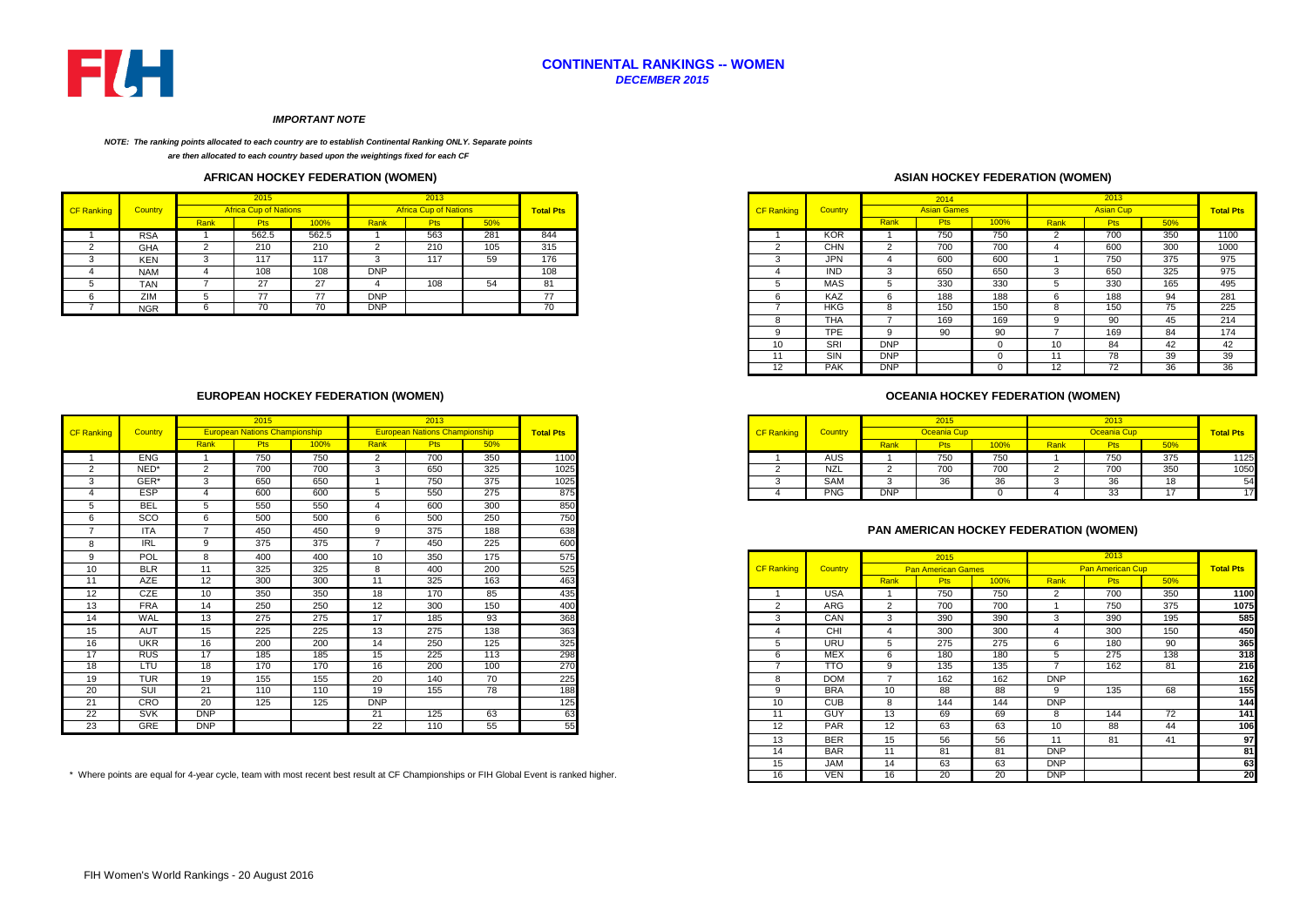# CONTINENTAL RANKINGS -- WOMEN

***DECEMBER 2015***

***IMPORTANT NOTE***

***NOTE: The ranking points allocated to each country are to establish Continental Ranking ONLY. Separate points are then allocated to each country based upon the weightings fixed for each CF***

## AFRICAN HOCKEY FEDERATION (WOMEN)

| CF Ranking | Country | 2015 | | | 2013 | | | Total Pts |
|---|---|---|---|---|---|---|---|---|
| | | Africa Cup of Nations | | | Africa Cup of Nations | | | |
| | | Rank | Pts | 100% | Rank | Pts | 50% | |
| 1 | RSA | 1 | 562.5 | 562.5 | 1 | 563 | 281 | 844 |
| 2 | GHA | 2 | 210 | 210 | 2 | 210 | 105 | 315 |
| 3 | KEN | 3 | 117 | 117 | 3 | 117 | 59 | 176 |
| 4 | NAM | 4 | 108 | 108 | DNP | | | 108 |
| 5 | TAN | 7 | 27 | 27 | 4 | 108 | 54 | 81 |
| 6 | ZIM | 5 | 77 | 77 | DNP | | | 77 |
| 7 | NGR | 6 | 70 | 70 | DNP | | | 70 |

## ASIAN HOCKEY FEDERATION (WOMEN)

| CF Ranking | Country | 2014 | | | 2013 | | | Total Pts |
|---|---|---|---|---|---|---|---|---|
| | | Asian Games | | | Asian Cup | | | |
| | | Rank | Pts | 100% | Rank | Pts | 50% | |
| 1 | KOR | 1 | 750 | 750 | 2 | 700 | 350 | 1100 |
| 2 | CHN | 2 | 700 | 700 | 4 | 600 | 300 | 1000 |
| 3 | JPN | 4 | 600 | 600 | 1 | 750 | 375 | 975 |
| 4 | IND | 3 | 650 | 650 | 3 | 650 | 325 | 975 |
| 5 | MAS | 5 | 330 | 330 | 5 | 330 | 165 | 495 |
| 6 | KAZ | 6 | 188 | 188 | 6 | 188 | 94 | 281 |
| 7 | HKG | 8 | 150 | 150 | 8 | 150 | 75 | 225 |
| 8 | THA | 7 | 169 | 169 | 9 | 90 | 45 | 214 |
| 9 | TPE | 9 | 90 | 90 | 7 | 169 | 84 | 174 |
| 10 | SRI | DNP | | 0 | 10 | 84 | 42 | 42 |
| 11 | SIN | DNP | | 0 | 11 | 78 | 39 | 39 |
| 12 | PAK | DNP | | 0 | 12 | 72 | 36 | 36 |

## EUROPEAN HOCKEY FEDERATION (WOMEN)

| CF Ranking | Country | 2015 | | | 2013 | | | Total Pts |
|---|---|---|---|---|---|---|---|---|
| | | European Nations Championship | | | European Nations Championship | | | |
| | | Rank | Pts | 100% | Rank | Pts | 50% | |
| 1 | ENG | 1 | 750 | 750 | 2 | 700 | 350 | 1100 |
| 2 | NED* | 2 | 700 | 700 | 3 | 650 | 325 | 1025 |
| 3 | GER* | 3 | 650 | 650 | 1 | 750 | 375 | 1025 |
| 4 | ESP | 4 | 600 | 600 | 5 | 550 | 275 | 875 |
| 5 | BEL | 5 | 550 | 550 | 4 | 600 | 300 | 850 |
| 6 | SCO | 6 | 500 | 500 | 6 | 500 | 250 | 750 |
| 7 | ITA | 7 | 450 | 450 | 9 | 375 | 188 | 638 |
| 8 | IRL | 9 | 375 | 375 | 7 | 450 | 225 | 600 |
| 9 | POL | 8 | 400 | 400 | 10 | 350 | 175 | 575 |
| 10 | BLR | 11 | 325 | 325 | 8 | 400 | 200 | 525 |
| 11 | AZE | 12 | 300 | 300 | 11 | 325 | 163 | 463 |
| 12 | CZE | 10 | 350 | 350 | 18 | 170 | 85 | 435 |
| 13 | FRA | 14 | 250 | 250 | 12 | 300 | 150 | 400 |
| 14 | WAL | 13 | 275 | 275 | 17 | 185 | 93 | 368 |
| 15 | AUT | 15 | 225 | 225 | 13 | 275 | 138 | 363 |
| 16 | UKR | 16 | 200 | 200 | 14 | 250 | 125 | 325 |
| 17 | RUS | 17 | 185 | 185 | 15 | 225 | 113 | 298 |
| 18 | LTU | 18 | 170 | 170 | 16 | 200 | 100 | 270 |
| 19 | TUR | 19 | 155 | 155 | 20 | 140 | 70 | 225 |
| 20 | SUI | 21 | 110 | 110 | 19 | 155 | 78 | 188 |
| 21 | CRO | 20 | 125 | 125 | DNP | | | 125 |
| 22 | SVK | DNP | | | 21 | 125 | 63 | 63 |
| 23 | GRE | DNP | | | 22 | 110 | 55 | 55 |

\* Where points are equal for 4-year cycle, team with most recent best result at CF Championships or FIH Global Event is ranked higher.

## OCEANIA HOCKEY FEDERATION (WOMEN)

| CF Ranking | Country | 2015 | | | 2013 | | | Total Pts |
|---|---|---|---|---|---|---|---|---|
| | | Oceania Cup | | | Oceania Cup | | | |
| | | Rank | Pts | 100% | Rank | Pts | 50% | |
| 1 | AUS | 1 | 750 | 750 | 1 | 750 | 375 | 1125 |
| 2 | NZL | 2 | 700 | 700 | 2 | 700 | 350 | 1050 |
| 3 | SAM | 3 | 36 | 36 | 3 | 36 | 18 | 54 |
| 4 | PNG | DNP | | 0 | 4 | 33 | 17 | 17 |

## PAN AMERICAN HOCKEY FEDERATION (WOMEN)

| CF Ranking | Country | 2015 | | | 2013 | | | Total Pts |
|---|---|---|---|---|---|---|---|---|
| | | Pan American Games | | | Pan American Cup | | | |
| | | Rank | Pts | 100% | Rank | Pts | 50% | |
| 1 | USA | 1 | 750 | 750 | 2 | 700 | 350 | 1100 |
| 2 | ARG | 2 | 700 | 700 | 1 | 750 | 375 | 1075 |
| 3 | CAN | 3 | 390 | 390 | 3 | 390 | 195 | 585 |
| 4 | CHI | 4 | 300 | 300 | 4 | 300 | 150 | 450 |
| 5 | URU | 5 | 275 | 275 | 6 | 180 | 90 | 365 |
| 6 | MEX | 6 | 180 | 180 | 5 | 275 | 138 | 318 |
| 7 | TTO | 9 | 135 | 135 | 7 | 162 | 81 | 216 |
| 8 | DOM | 7 | 162 | 162 | DNP | | | 162 |
| 9 | BRA | 10 | 88 | 88 | 9 | 135 | 68 | 155 |
| 10 | CUB | 8 | 144 | 144 | DNP | | | 144 |
| 11 | GUY | 13 | 69 | 69 | 8 | 144 | 72 | 141 |
| 12 | PAR | 12 | 63 | 63 | 10 | 88 | 44 | 106 |
| 13 | BER | 15 | 56 | 56 | 11 | 81 | 41 | 97 |
| 14 | BAR | 11 | 81 | 81 | DNP | | | 81 |
| 15 | JAM | 14 | 63 | 63 | DNP | | | 63 |
| 16 | VEN | 16 | 20 | 20 | DNP | | | 20 |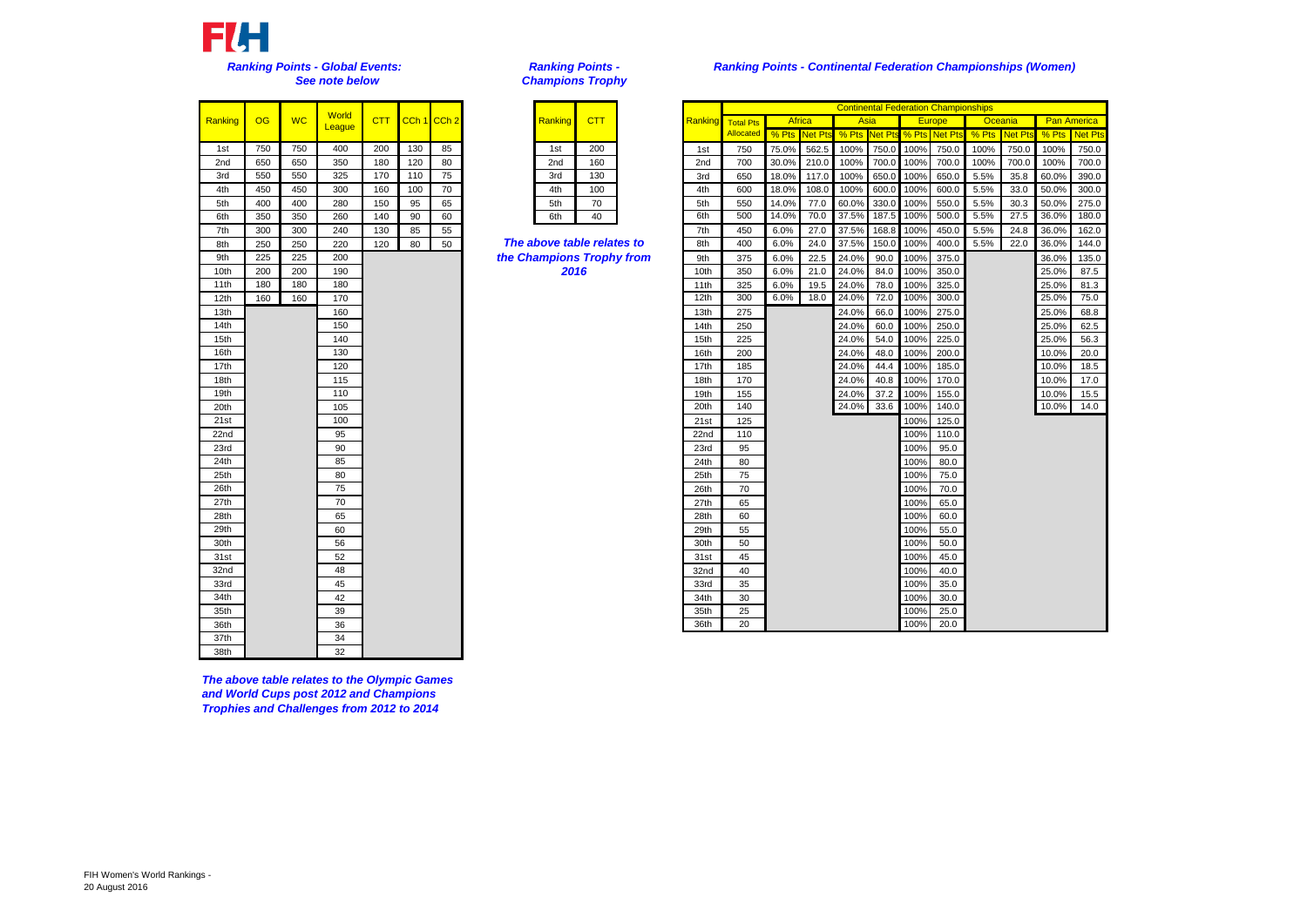### Ranking Points - Global Events: See note below

| Ranking | OG | WC | World League | CTT | CCh 1 | CCh 2 |
|---|---|---|---|---|---|---|
| 1st | 750 | 750 | 400 | 200 | 130 | 85 |
| 2nd | 650 | 650 | 350 | 180 | 120 | 80 |
| 3rd | 550 | 550 | 325 | 170 | 110 | 75 |
| 4th | 450 | 450 | 300 | 160 | 100 | 70 |
| 5th | 400 | 400 | 280 | 150 | 95 | 65 |
| 6th | 350 | 350 | 260 | 140 | 90 | 60 |
| 7th | 300 | 300 | 240 | 130 | 85 | 55 |
| 8th | 250 | 250 | 220 | 120 | 80 | 50 |
| 9th | 225 | 225 | 200 | | | |
| 10th | 200 | 200 | 190 | | | |
| 11th | 180 | 180 | 180 | | | |
| 12th | 160 | 160 | 170 | | | |
| 13th | | | 160 | | | |
| 14th | | | 150 | | | |
| 15th | | | 140 | | | |
| 16th | | | 130 | | | |
| 17th | | | 120 | | | |
| 18th | | | 115 | | | |
| 19th | | | 110 | | | |
| 20th | | | 105 | | | |
| 21st | | | 100 | | | |
| 22nd | | | 95 | | | |
| 23rd | | | 90 | | | |
| 24th | | | 85 | | | |
| 25th | | | 80 | | | |
| 26th | | | 75 | | | |
| 27th | | | 70 | | | |
| 28th | | | 65 | | | |
| 29th | | | 60 | | | |
| 30th | | | 56 | | | |
| 31st | | | 52 | | | |
| 32nd | | | 48 | | | |
| 33rd | | | 45 | | | |
| 34th | | | 42 | | | |
| 35th | | | 39 | | | |
| 36th | | | 36 | | | |
| 37th | | | 34 | | | |
| 38th | | | 32 | | | |

*The above table relates to the Olympic Games and World Cups post 2012 and Champions Trophies and Challenges from 2012 to 2014*

### Ranking Points - Champions Trophy

| Ranking | CTT |
|---|---|
| 1st | 200 |
| 2nd | 160 |
| 3rd | 130 |
| 4th | 100 |
| 5th | 70 |
| 6th | 40 |

*The above table relates to the Champions Trophy from 2016*

### Ranking Points - Continental Federation Championships (Women)

| Ranking | Total Pts Allocated | Africa | | Asia | | Europe | | Oceania | | Pan America | |
|---|---|---|---|---|---|---|---|---|---|---|---|
| | | % Pts | Net Pts | % Pts | Net Pts | % Pts | Net Pts | % Pts | Net Pts | % Pts | Net Pts |
| 1st | 750 | 75.0% | 562.5 | 100% | 750.0 | 100% | 750.0 | 100% | 750.0 | 100% | 750.0 |
| 2nd | 700 | 30.0% | 210.0 | 100% | 700.0 | 100% | 700.0 | 100% | 700.0 | 100% | 700.0 |
| 3rd | 650 | 18.0% | 117.0 | 100% | 650.0 | 100% | 650.0 | 5.5% | 35.8 | 60.0% | 390.0 |
| 4th | 600 | 18.0% | 108.0 | 100% | 600.0 | 100% | 600.0 | 5.5% | 33.0 | 50.0% | 300.0 |
| 5th | 550 | 14.0% | 77.0 | 60.0% | 330.0 | 100% | 550.0 | 5.5% | 30.3 | 50.0% | 275.0 |
| 6th | 500 | 14.0% | 70.0 | 37.5% | 187.5 | 100% | 500.0 | 5.5% | 27.5 | 36.0% | 180.0 |
| 7th | 450 | 6.0% | 27.0 | 37.5% | 168.8 | 100% | 450.0 | 5.5% | 24.8 | 36.0% | 162.0 |
| 8th | 400 | 6.0% | 24.0 | 37.5% | 150.0 | 100% | 400.0 | 5.5% | 22.0 | 36.0% | 144.0 |
| 9th | 375 | 6.0% | 22.5 | 24.0% | 90.0 | 100% | 375.0 | | | 36.0% | 135.0 |
| 10th | 350 | 6.0% | 21.0 | 24.0% | 84.0 | 100% | 350.0 | | | 25.0% | 87.5 |
| 11th | 325 | 6.0% | 19.5 | 24.0% | 78.0 | 100% | 325.0 | | | 25.0% | 81.3 |
| 12th | 300 | 6.0% | 18.0 | 24.0% | 72.0 | 100% | 300.0 | | | 25.0% | 75.0 |
| 13th | 275 | | | 24.0% | 66.0 | 100% | 275.0 | | | 25.0% | 68.8 |
| 14th | 250 | | | 24.0% | 60.0 | 100% | 250.0 | | | 25.0% | 62.5 |
| 15th | 225 | | | 24.0% | 54.0 | 100% | 225.0 | | | 25.0% | 56.3 |
| 16th | 200 | | | 24.0% | 48.0 | 100% | 200.0 | | | 10.0% | 20.0 |
| 17th | 185 | | | 24.0% | 44.4 | 100% | 185.0 | | | 10.0% | 18.5 |
| 18th | 170 | | | 24.0% | 40.8 | 100% | 170.0 | | | 10.0% | 17.0 |
| 19th | 155 | | | 24.0% | 37.2 | 100% | 155.0 | | | 10.0% | 15.5 |
| 20th | 140 | | | 24.0% | 33.6 | 100% | 140.0 | | | 10.0% | 14.0 |
| 21st | 125 | | | | | 100% | 125.0 | | | | |
| 22nd | 110 | | | | | 100% | 110.0 | | | | |
| 23rd | 95 | | | | | 100% | 95.0 | | | | |
| 24th | 80 | | | | | 100% | 80.0 | | | | |
| 25th | 75 | | | | | 100% | 75.0 | | | | |
| 26th | 70 | | | | | 100% | 70.0 | | | | |
| 27th | 65 | | | | | 100% | 65.0 | | | | |
| 28th | 60 | | | | | 100% | 60.0 | | | | |
| 29th | 55 | | | | | 100% | 55.0 | | | | |
| 30th | 50 | | | | | 100% | 50.0 | | | | |
| 31st | 45 | | | | | 100% | 45.0 | | | | |
| 32nd | 40 | | | | | 100% | 40.0 | | | | |
| 33rd | 35 | | | | | 100% | 35.0 | | | | |
| 34th | 30 | | | | | 100% | 30.0 | | | | |
| 35th | 25 | | | | | 100% | 25.0 | | | | |
| 36th | 20 | | | | | 100% | 20.0 | | | | |